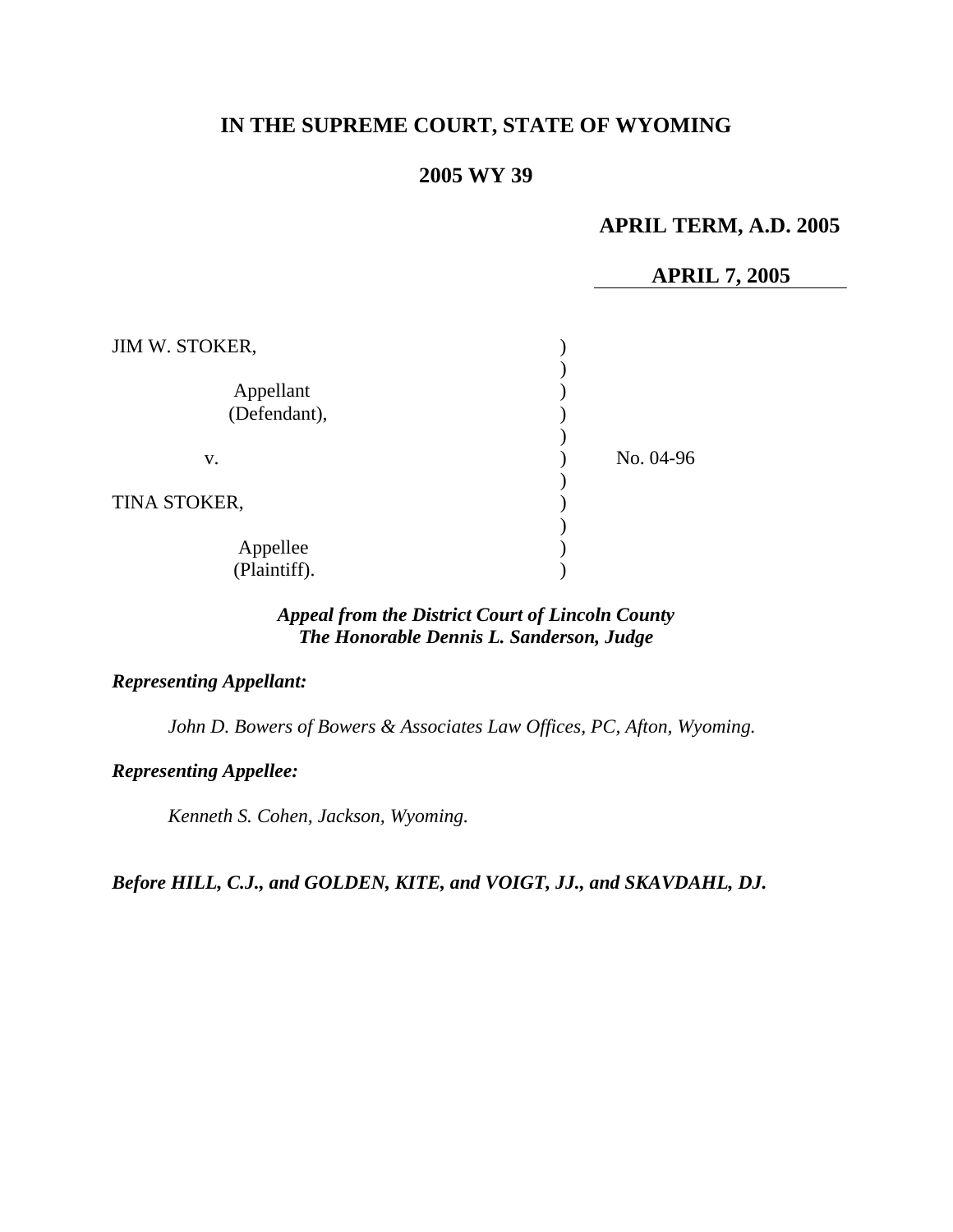# IN THE SUPREME COURT, STATE OF WYOMING

## 2005 WY 39

**APRIL TERM, A.D. 2005**

**APRIL 7, 2005**

JIM W. STOKER,

Appellant
(Defendant),

v.

No. 04-96

TINA STOKER,

Appellee
(Plaintiff).

***Appeal from the District Court of Lincoln County***
***The Honorable Dennis L. Sanderson, Judge***

***Representing Appellant:***

*John D. Bowers of Bowers & Associates Law Offices, PC, Afton, Wyoming.*

***Representing Appellee:***

*Kenneth S. Cohen, Jackson, Wyoming.*

***Before HILL, C.J., and GOLDEN, KITE, and VOIGT, JJ., and SKAVDAHL, DJ.***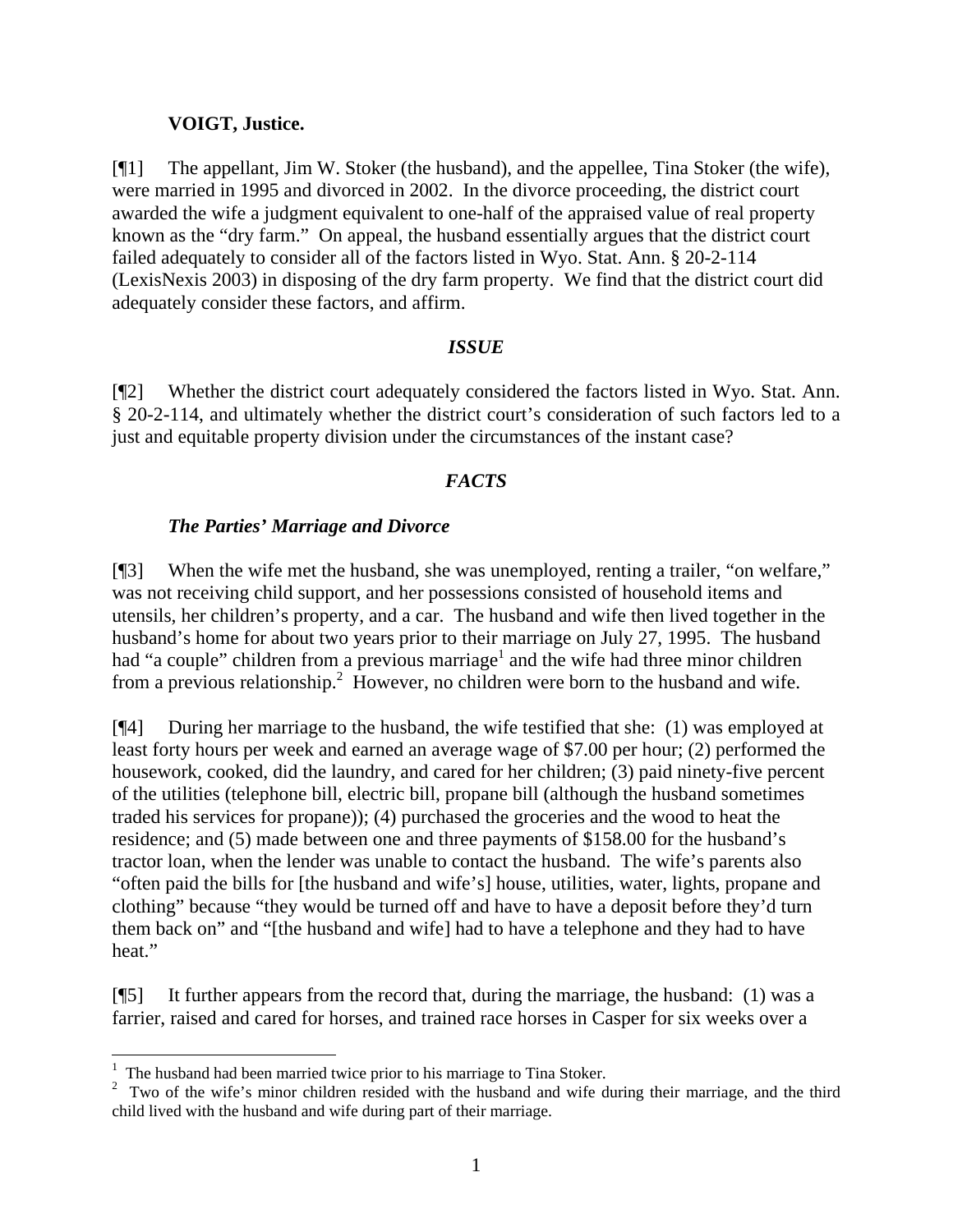**VOIGT, Justice.**

[¶1] The appellant, Jim W. Stoker (the husband), and the appellee, Tina Stoker (the wife), were married in 1995 and divorced in 2002. In the divorce proceeding, the district court awarded the wife a judgment equivalent to one-half of the appraised value of real property known as the "dry farm." On appeal, the husband essentially argues that the district court failed adequately to consider all of the factors listed in Wyo. Stat. Ann. § 20-2-114 (LexisNexis 2003) in disposing of the dry farm property. We find that the district court did adequately consider these factors, and affirm.

## *ISSUE*

[¶2] Whether the district court adequately considered the factors listed in Wyo. Stat. Ann. § 20-2-114, and ultimately whether the district court's consideration of such factors led to a just and equitable property division under the circumstances of the instant case?

## *FACTS*

### *The Parties' Marriage and Divorce*

[¶3] When the wife met the husband, she was unemployed, renting a trailer, "on welfare," was not receiving child support, and her possessions consisted of household items and utensils, her children's property, and a car. The husband and wife then lived together in the husband's home for about two years prior to their marriage on July 27, 1995. The husband had "a couple" children from a previous marriage[1] and the wife had three minor children from a previous relationship.[2] However, no children were born to the husband and wife.

[¶4] During her marriage to the husband, the wife testified that she: (1) was employed at least forty hours per week and earned an average wage of $7.00 per hour; (2) performed the housework, cooked, did the laundry, and cared for her children; (3) paid ninety-five percent of the utilities (telephone bill, electric bill, propane bill (although the husband sometimes traded his services for propane)); (4) purchased the groceries and the wood to heat the residence; and (5) made between one and three payments of $158.00 for the husband's tractor loan, when the lender was unable to contact the husband. The wife's parents also "often paid the bills for [the husband and wife's] house, utilities, water, lights, propane and clothing" because "they would be turned off and have to have a deposit before they'd turn them back on" and "[the husband and wife] had to have a telephone and they had to have heat."

[¶5] It further appears from the record that, during the marriage, the husband: (1) was a farrier, raised and cared for horses, and trained race horses in Casper for six weeks over a

---

[1] The husband had been married twice prior to his marriage to Tina Stoker.

[2] Two of the wife's minor children resided with the husband and wife during their marriage, and the third child lived with the husband and wife during part of their marriage.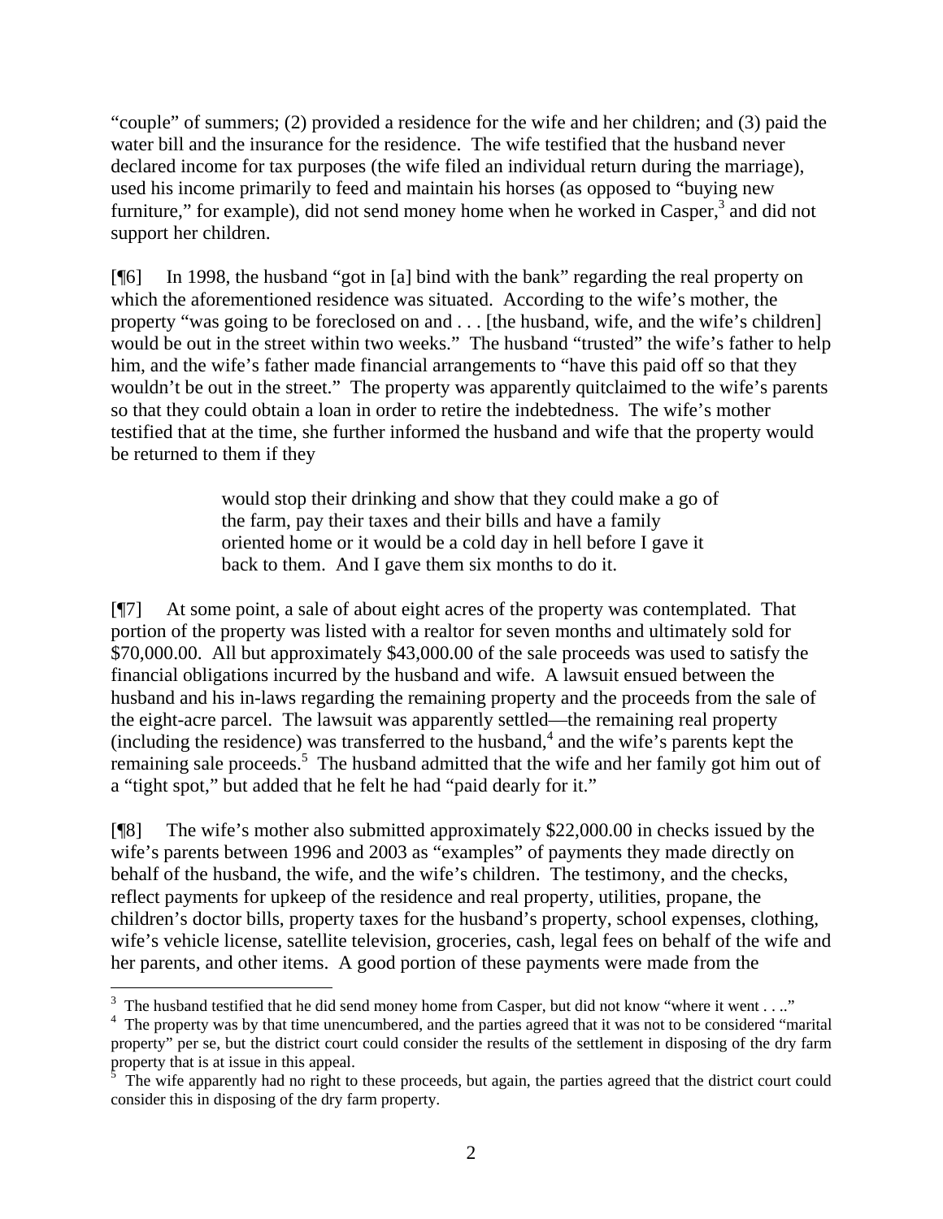"couple" of summers; (2) provided a residence for the wife and her children; and (3) paid the water bill and the insurance for the residence. The wife testified that the husband never declared income for tax purposes (the wife filed an individual return during the marriage), used his income primarily to feed and maintain his horses (as opposed to "buying new furniture," for example), did not send money home when he worked in Casper,[3] and did not support her children.

[¶6] In 1998, the husband "got in [a] bind with the bank" regarding the real property on which the aforementioned residence was situated. According to the wife's mother, the property "was going to be foreclosed on and . . . [the husband, wife, and the wife's children] would be out in the street within two weeks." The husband "trusted" the wife's father to help him, and the wife's father made financial arrangements to "have this paid off so that they wouldn't be out in the street." The property was apparently quitclaimed to the wife's parents so that they could obtain a loan in order to retire the indebtedness. The wife's mother testified that at the time, she further informed the husband and wife that the property would be returned to them if they

> would stop their drinking and show that they could make a go of the farm, pay their taxes and their bills and have a family oriented home or it would be a cold day in hell before I gave it back to them. And I gave them six months to do it.

[¶7] At some point, a sale of about eight acres of the property was contemplated. That portion of the property was listed with a realtor for seven months and ultimately sold for $70,000.00. All but approximately $43,000.00 of the sale proceeds was used to satisfy the financial obligations incurred by the husband and wife. A lawsuit ensued between the husband and his in-laws regarding the remaining property and the proceeds from the sale of the eight-acre parcel. The lawsuit was apparently settled—the remaining real property (including the residence) was transferred to the husband,[4] and the wife's parents kept the remaining sale proceeds.[5] The husband admitted that the wife and her family got him out of a "tight spot," but added that he felt he had "paid dearly for it."

[¶8] The wife's mother also submitted approximately $22,000.00 in checks issued by the wife's parents between 1996 and 2003 as "examples" of payments they made directly on behalf of the husband, the wife, and the wife's children. The testimony, and the checks, reflect payments for upkeep of the residence and real property, utilities, propane, the children's doctor bills, property taxes for the husband's property, school expenses, clothing, wife's vehicle license, satellite television, groceries, cash, legal fees on behalf of the wife and her parents, and other items. A good portion of these payments were made from the

---

[3] The husband testified that he did send money home from Casper, but did not know "where it went . . .."

[4] The property was by that time unencumbered, and the parties agreed that it was not to be considered "marital property" per se, but the district court could consider the results of the settlement in disposing of the dry farm property that is at issue in this appeal.

[5] The wife apparently had no right to these proceeds, but again, the parties agreed that the district court could consider this in disposing of the dry farm property.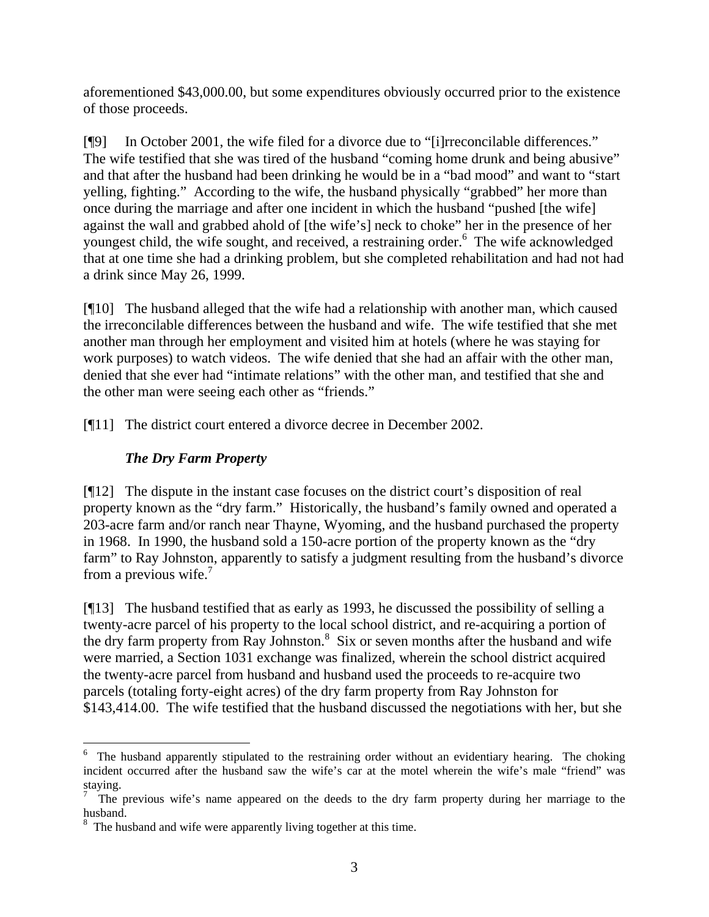aforementioned $43,000.00, but some expenditures obviously occurred prior to the existence of those proceeds.

[¶9] In October 2001, the wife filed for a divorce due to "[i]rreconcilable differences." The wife testified that she was tired of the husband "coming home drunk and being abusive" and that after the husband had been drinking he would be in a "bad mood" and want to "start yelling, fighting." According to the wife, the husband physically "grabbed" her more than once during the marriage and after one incident in which the husband "pushed [the wife] against the wall and grabbed ahold of [the wife's] neck to choke" her in the presence of her youngest child, the wife sought, and received, a restraining order.[6] The wife acknowledged that at one time she had a drinking problem, but she completed rehabilitation and had not had a drink since May 26, 1999.

[¶10] The husband alleged that the wife had a relationship with another man, which caused the irreconcilable differences between the husband and wife. The wife testified that she met another man through her employment and visited him at hotels (where he was staying for work purposes) to watch videos. The wife denied that she had an affair with the other man, denied that she ever had "intimate relations" with the other man, and testified that she and the other man were seeing each other as "friends."

[¶11] The district court entered a divorce decree in December 2002.

### *The Dry Farm Property*

[¶12] The dispute in the instant case focuses on the district court's disposition of real property known as the "dry farm." Historically, the husband's family owned and operated a 203-acre farm and/or ranch near Thayne, Wyoming, and the husband purchased the property in 1968. In 1990, the husband sold a 150-acre portion of the property known as the "dry farm" to Ray Johnston, apparently to satisfy a judgment resulting from the husband's divorce from a previous wife.[7]

[¶13] The husband testified that as early as 1993, he discussed the possibility of selling a twenty-acre parcel of his property to the local school district, and re-acquiring a portion of the dry farm property from Ray Johnston.[8] Six or seven months after the husband and wife were married, a Section 1031 exchange was finalized, wherein the school district acquired the twenty-acre parcel from husband and husband used the proceeds to re-acquire two parcels (totaling forty-eight acres) of the dry farm property from Ray Johnston for $143,414.00. The wife testified that the husband discussed the negotiations with her, but she

---

[6] The husband apparently stipulated to the restraining order without an evidentiary hearing. The choking incident occurred after the husband saw the wife's car at the motel wherein the wife's male "friend" was staying.

[7] The previous wife's name appeared on the deeds to the dry farm property during her marriage to the husband.

[8] The husband and wife were apparently living together at this time.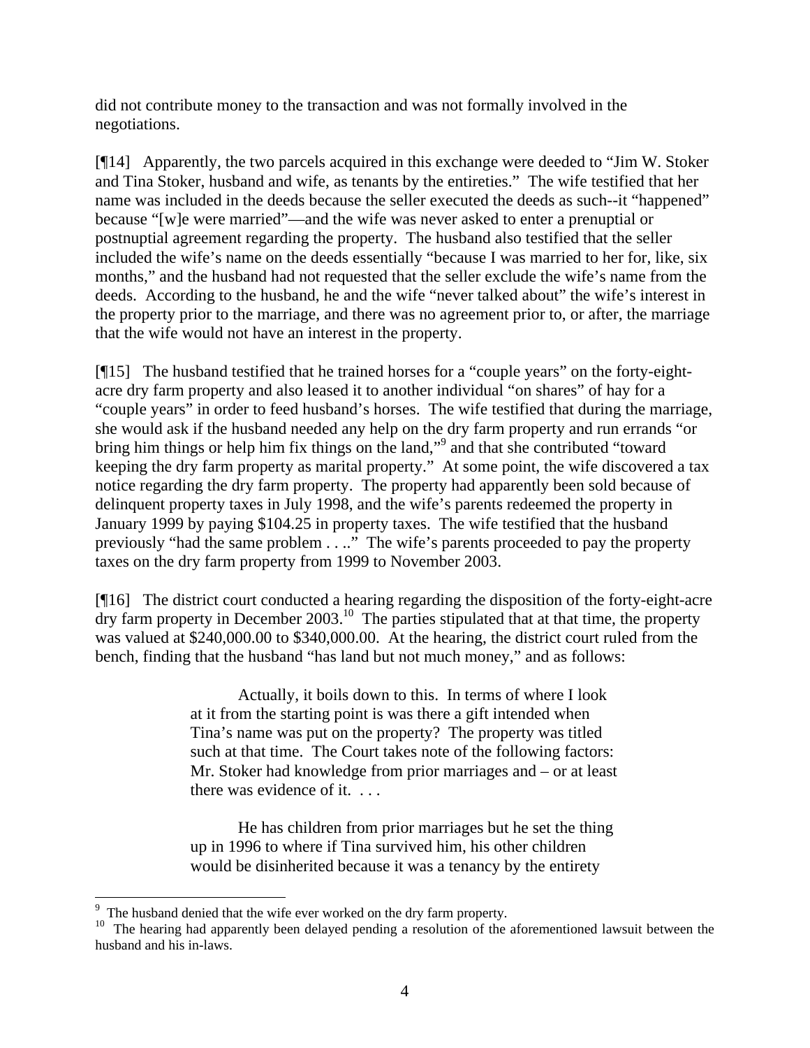did not contribute money to the transaction and was not formally involved in the negotiations.

[¶14] Apparently, the two parcels acquired in this exchange were deeded to "Jim W. Stoker and Tina Stoker, husband and wife, as tenants by the entireties." The wife testified that her name was included in the deeds because the seller executed the deeds as such--it "happened" because "[w]e were married"—and the wife was never asked to enter a prenuptial or postnuptial agreement regarding the property. The husband also testified that the seller included the wife's name on the deeds essentially "because I was married to her for, like, six months," and the husband had not requested that the seller exclude the wife's name from the deeds. According to the husband, he and the wife "never talked about" the wife's interest in the property prior to the marriage, and there was no agreement prior to, or after, the marriage that the wife would not have an interest in the property.

[¶15] The husband testified that he trained horses for a "couple years" on the forty-eight-acre dry farm property and also leased it to another individual "on shares" of hay for a "couple years" in order to feed husband's horses. The wife testified that during the marriage, she would ask if the husband needed any help on the dry farm property and run errands "or bring him things or help him fix things on the land,"[9] and that she contributed "toward keeping the dry farm property as marital property." At some point, the wife discovered a tax notice regarding the dry farm property. The property had apparently been sold because of delinquent property taxes in July 1998, and the wife's parents redeemed the property in January 1999 by paying $104.25 in property taxes. The wife testified that the husband previously "had the same problem . . .." The wife's parents proceeded to pay the property taxes on the dry farm property from 1999 to November 2003.

[¶16] The district court conducted a hearing regarding the disposition of the forty-eight-acre dry farm property in December 2003.[10] The parties stipulated that at that time, the property was valued at $240,000.00 to $340,000.00. At the hearing, the district court ruled from the bench, finding that the husband "has land but not much money," and as follows:

> Actually, it boils down to this. In terms of where I look at it from the starting point is was there a gift intended when Tina's name was put on the property? The property was titled such at that time. The Court takes note of the following factors: Mr. Stoker had knowledge from prior marriages and – or at least there was evidence of it. . . .
>
> He has children from prior marriages but he set the thing up in 1996 to where if Tina survived him, his other children would be disinherited because it was a tenancy by the entirety

---

[9] The husband denied that the wife ever worked on the dry farm property.

[10] The hearing had apparently been delayed pending a resolution of the aforementioned lawsuit between the husband and his in-laws.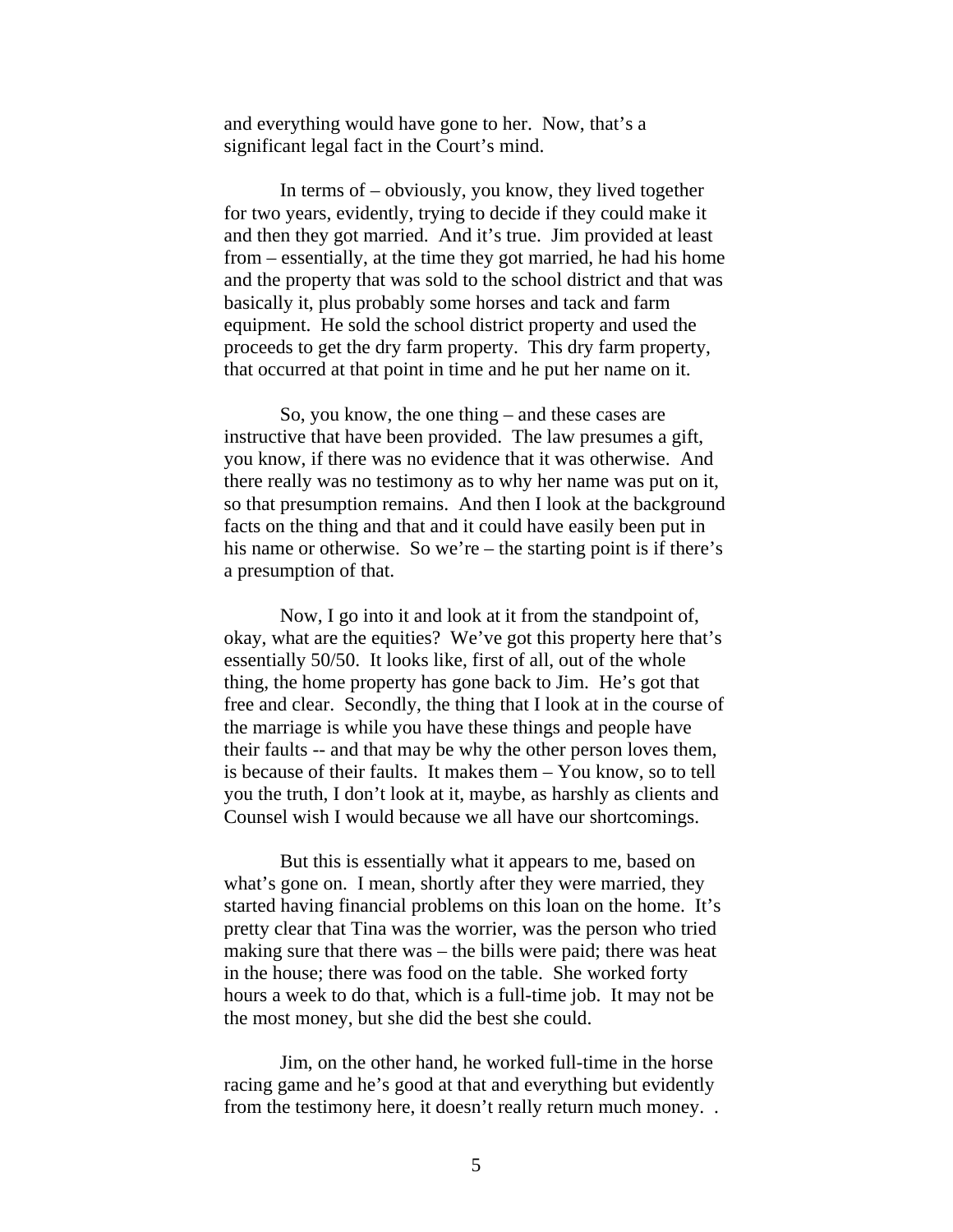and everything would have gone to her. Now, that's a significant legal fact in the Court's mind.

In terms of – obviously, you know, they lived together for two years, evidently, trying to decide if they could make it and then they got married. And it's true. Jim provided at least from – essentially, at the time they got married, he had his home and the property that was sold to the school district and that was basically it, plus probably some horses and tack and farm equipment. He sold the school district property and used the proceeds to get the dry farm property. This dry farm property, that occurred at that point in time and he put her name on it.

So, you know, the one thing – and these cases are instructive that have been provided. The law presumes a gift, you know, if there was no evidence that it was otherwise. And there really was no testimony as to why her name was put on it, so that presumption remains. And then I look at the background facts on the thing and that and it could have easily been put in his name or otherwise. So we're – the starting point is if there's a presumption of that.

Now, I go into it and look at it from the standpoint of, okay, what are the equities? We've got this property here that's essentially 50/50. It looks like, first of all, out of the whole thing, the home property has gone back to Jim. He's got that free and clear. Secondly, the thing that I look at in the course of the marriage is while you have these things and people have their faults -- and that may be why the other person loves them, is because of their faults. It makes them – You know, so to tell you the truth, I don't look at it, maybe, as harshly as clients and Counsel wish I would because we all have our shortcomings.

But this is essentially what it appears to me, based on what's gone on. I mean, shortly after they were married, they started having financial problems on this loan on the home. It's pretty clear that Tina was the worrier, was the person who tried making sure that there was – the bills were paid; there was heat in the house; there was food on the table. She worked forty hours a week to do that, which is a full-time job. It may not be the most money, but she did the best she could.

Jim, on the other hand, he worked full-time in the horse racing game and he's good at that and everything but evidently from the testimony here, it doesn't really return much money. .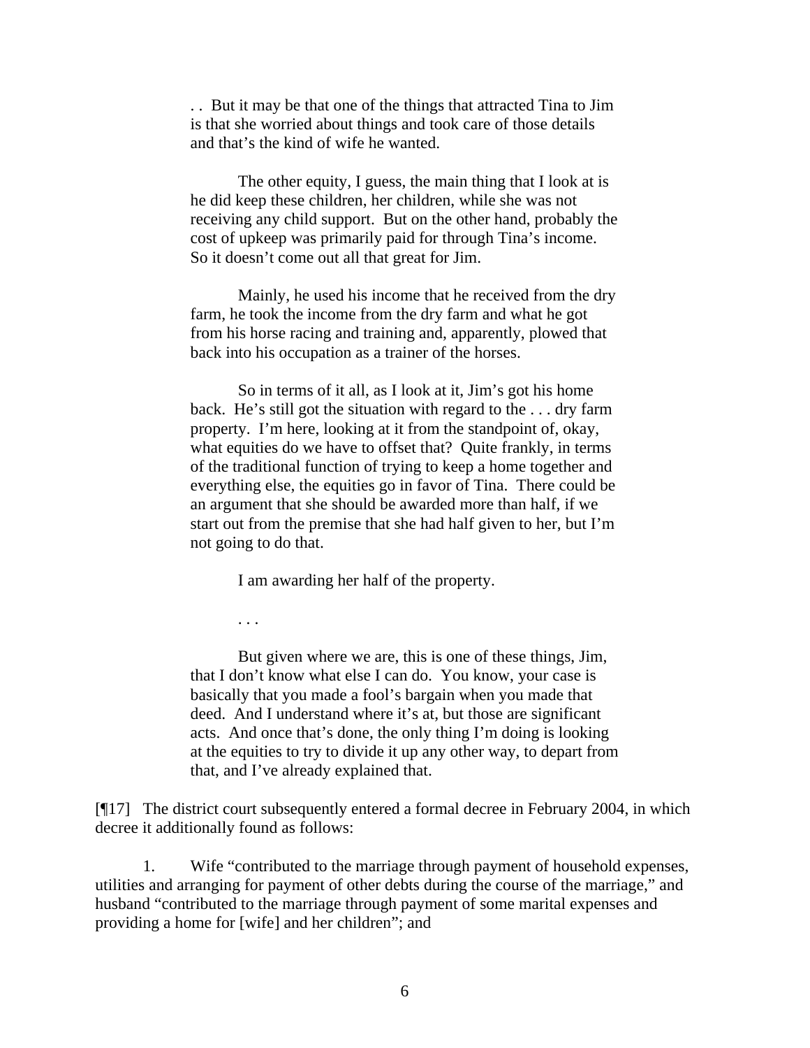> . . But it may be that one of the things that attracted Tina to Jim is that she worried about things and took care of those details and that's the kind of wife he wanted.
>
> The other equity, I guess, the main thing that I look at is he did keep these children, her children, while she was not receiving any child support. But on the other hand, probably the cost of upkeep was primarily paid for through Tina's income. So it doesn't come out all that great for Jim.
>
> Mainly, he used his income that he received from the dry farm, he took the income from the dry farm and what he got from his horse racing and training and, apparently, plowed that back into his occupation as a trainer of the horses.
>
> So in terms of it all, as I look at it, Jim's got his home back. He's still got the situation with regard to the . . . dry farm property. I'm here, looking at it from the standpoint of, okay, what equities do we have to offset that? Quite frankly, in terms of the traditional function of trying to keep a home together and everything else, the equities go in favor of Tina. There could be an argument that she should be awarded more than half, if we start out from the premise that she had half given to her, but I'm not going to do that.
>
> I am awarding her half of the property.
>
> . . .
>
> But given where we are, this is one of these things, Jim, that I don't know what else I can do. You know, your case is basically that you made a fool's bargain when you made that deed. And I understand where it's at, but those are significant acts. And once that's done, the only thing I'm doing is looking at the equities to try to divide it up any other way, to depart from that, and I've already explained that.

[¶17] The district court subsequently entered a formal decree in February 2004, in which decree it additionally found as follows:

1. Wife "contributed to the marriage through payment of household expenses, utilities and arranging for payment of other debts during the course of the marriage," and husband "contributed to the marriage through payment of some marital expenses and providing a home for [wife] and her children"; and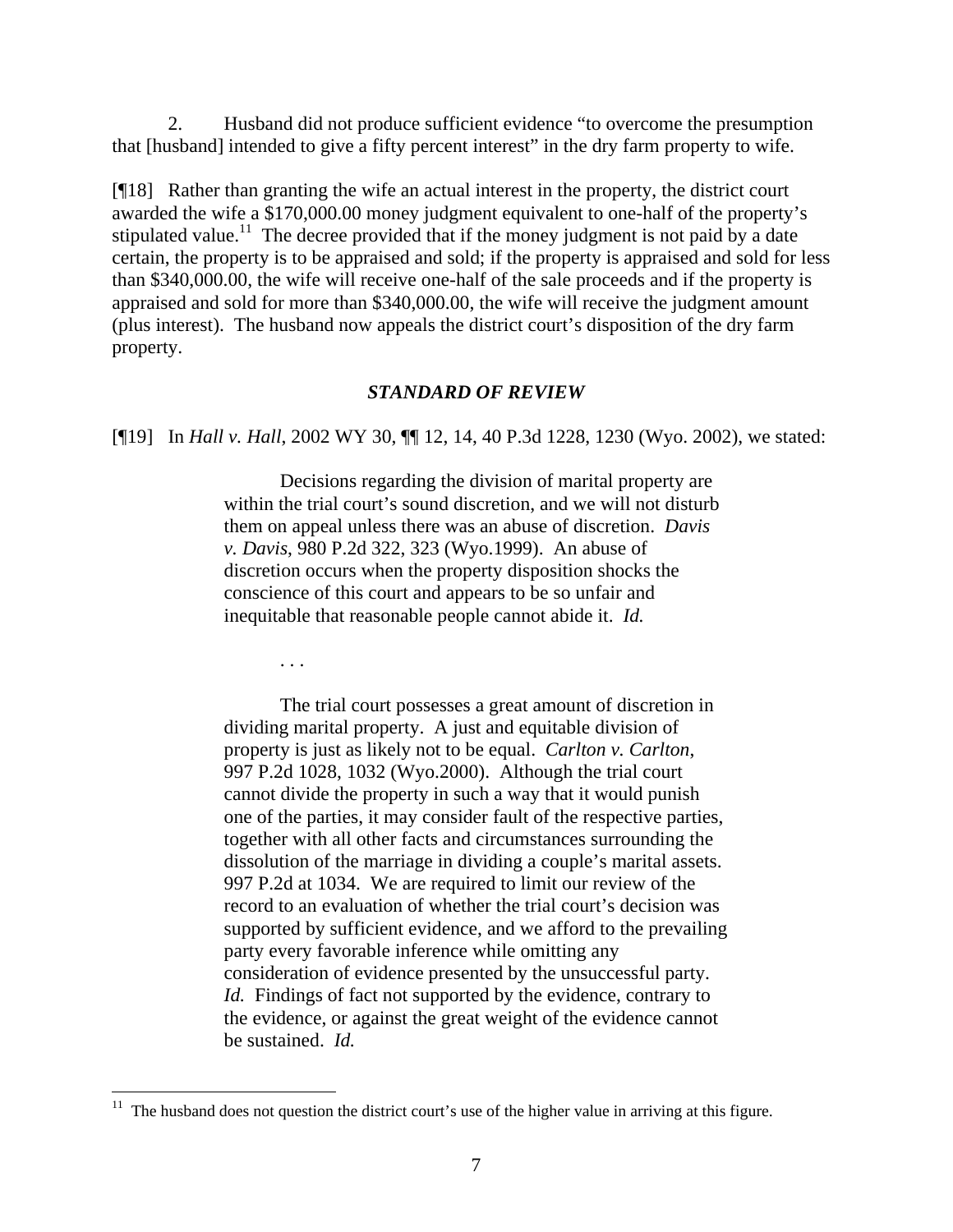2. Husband did not produce sufficient evidence "to overcome the presumption that [husband] intended to give a fifty percent interest" in the dry farm property to wife.

[¶18] Rather than granting the wife an actual interest in the property, the district court awarded the wife a $170,000.00 money judgment equivalent to one-half of the property's stipulated value.[11] The decree provided that if the money judgment is not paid by a date certain, the property is to be appraised and sold; if the property is appraised and sold for less than $340,000.00, the wife will receive one-half of the sale proceeds and if the property is appraised and sold for more than $340,000.00, the wife will receive the judgment amount (plus interest). The husband now appeals the district court's disposition of the dry farm property.

### *STANDARD OF REVIEW*

[¶19] In *Hall v. Hall*, 2002 WY 30, ¶¶ 12, 14, 40 P.3d 1228, 1230 (Wyo. 2002), we stated:

> Decisions regarding the division of marital property are within the trial court's sound discretion, and we will not disturb them on appeal unless there was an abuse of discretion. *Davis v. Davis*, 980 P.2d 322, 323 (Wyo.1999). An abuse of discretion occurs when the property disposition shocks the conscience of this court and appears to be so unfair and inequitable that reasonable people cannot abide it. *Id.*
>
> . . .
>
> The trial court possesses a great amount of discretion in dividing marital property. A just and equitable division of property is just as likely not to be equal. *Carlton v. Carlton*, 997 P.2d 1028, 1032 (Wyo.2000). Although the trial court cannot divide the property in such a way that it would punish one of the parties, it may consider fault of the respective parties, together with all other facts and circumstances surrounding the dissolution of the marriage in dividing a couple's marital assets. 997 P.2d at 1034. We are required to limit our review of the record to an evaluation of whether the trial court's decision was supported by sufficient evidence, and we afford to the prevailing party every favorable inference while omitting any consideration of evidence presented by the unsuccessful party. *Id.* Findings of fact not supported by the evidence, contrary to the evidence, or against the great weight of the evidence cannot be sustained. *Id.*

---

[11] The husband does not question the district court's use of the higher value in arriving at this figure.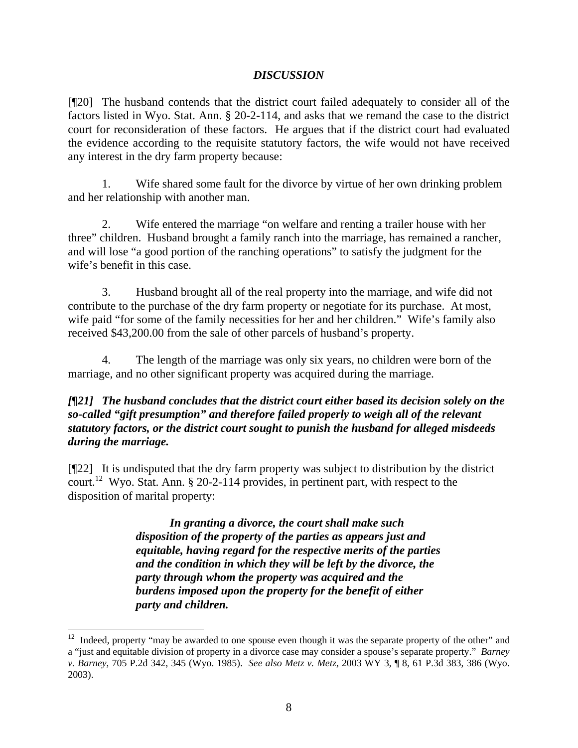## *DISCUSSION*

[¶20] The husband contends that the district court failed adequately to consider all of the factors listed in Wyo. Stat. Ann. § 20-2-114, and asks that we remand the case to the district court for reconsideration of these factors. He argues that if the district court had evaluated the evidence according to the requisite statutory factors, the wife would not have received any interest in the dry farm property because:

1. Wife shared some fault for the divorce by virtue of her own drinking problem and her relationship with another man.

2. Wife entered the marriage "on welfare and renting a trailer house with her three" children. Husband brought a family ranch into the marriage, has remained a rancher, and will lose "a good portion of the ranching operations" to satisfy the judgment for the wife's benefit in this case.

3. Husband brought all of the real property into the marriage, and wife did not contribute to the purchase of the dry farm property or negotiate for its purchase. At most, wife paid "for some of the family necessities for her and her children." Wife's family also received $43,200.00 from the sale of other parcels of husband's property.

4. The length of the marriage was only six years, no children were born of the marriage, and no other significant property was acquired during the marriage.

***[¶21] The husband concludes that the district court either based its decision solely on the so-called "gift presumption" and therefore failed properly to weigh all of the relevant statutory factors, or the district court sought to punish the husband for alleged misdeeds during the marriage.***

[¶22] It is undisputed that the dry farm property was subject to distribution by the district court.[12] Wyo. Stat. Ann. § 20-2-114 provides, in pertinent part, with respect to the disposition of marital property:

> ***In granting a divorce, the court shall make such disposition of the property of the parties as appears just and equitable, having regard for the respective merits of the parties and the condition in which they will be left by the divorce, the party through whom the property was acquired and the burdens imposed upon the property for the benefit of either party and children.***

---

[12] Indeed, property "may be awarded to one spouse even though it was the separate property of the other" and a "just and equitable division of property in a divorce case may consider a spouse's separate property." *Barney v. Barney*, 705 P.2d 342, 345 (Wyo. 1985). *See also Metz v. Metz*, 2003 WY 3, ¶ 8, 61 P.3d 383, 386 (Wyo. 2003).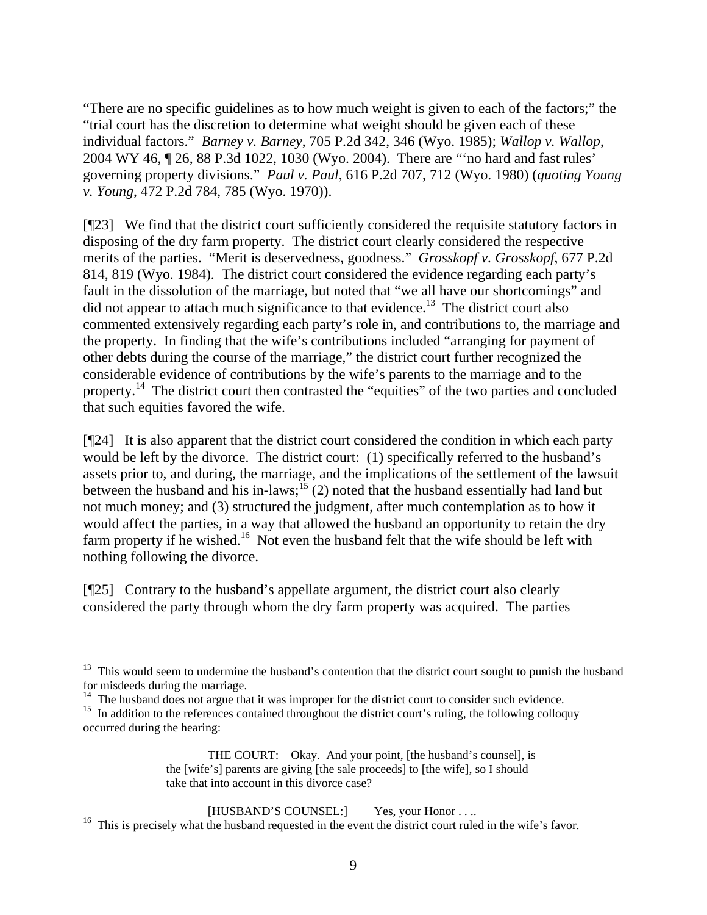"There are no specific guidelines as to how much weight is given to each of the factors;" the "trial court has the discretion to determine what weight should be given each of these individual factors." *Barney v. Barney*, 705 P.2d 342, 346 (Wyo. 1985); *Wallop v. Wallop*, 2004 WY 46, ¶ 26, 88 P.3d 1022, 1030 (Wyo. 2004). There are "'no hard and fast rules' governing property divisions." *Paul v. Paul*, 616 P.2d 707, 712 (Wyo. 1980) (*quoting Young v. Young*, 472 P.2d 784, 785 (Wyo. 1970)).

[¶23] We find that the district court sufficiently considered the requisite statutory factors in disposing of the dry farm property. The district court clearly considered the respective merits of the parties. "Merit is deservedness, goodness." *Grosskopf v. Grosskopf*, 677 P.2d 814, 819 (Wyo. 1984). The district court considered the evidence regarding each party's fault in the dissolution of the marriage, but noted that "we all have our shortcomings" and did not appear to attach much significance to that evidence.[13] The district court also commented extensively regarding each party's role in, and contributions to, the marriage and the property. In finding that the wife's contributions included "arranging for payment of other debts during the course of the marriage," the district court further recognized the considerable evidence of contributions by the wife's parents to the marriage and to the property.[14] The district court then contrasted the "equities" of the two parties and concluded that such equities favored the wife.

[¶24] It is also apparent that the district court considered the condition in which each party would be left by the divorce. The district court: (1) specifically referred to the husband's assets prior to, and during, the marriage, and the implications of the settlement of the lawsuit between the husband and his in-laws;[15] (2) noted that the husband essentially had land but not much money; and (3) structured the judgment, after much contemplation as to how it would affect the parties, in a way that allowed the husband an opportunity to retain the dry farm property if he wished.[16] Not even the husband felt that the wife should be left with nothing following the divorce.

[¶25] Contrary to the husband's appellate argument, the district court also clearly considered the party through whom the dry farm property was acquired. The parties

---

[13] This would seem to undermine the husband's contention that the district court sought to punish the husband for misdeeds during the marriage.

[14] The husband does not argue that it was improper for the district court to consider such evidence.

[15] In addition to the references contained throughout the district court's ruling, the following colloquy occurred during the hearing:

> THE COURT: Okay. And your point, [the husband's counsel], is the [wife's] parents are giving [the sale proceeds] to [the wife], so I should take that into account in this divorce case?
>
> [HUSBAND'S COUNSEL:] Yes, your Honor . . ..

[16] This is precisely what the husband requested in the event the district court ruled in the wife's favor.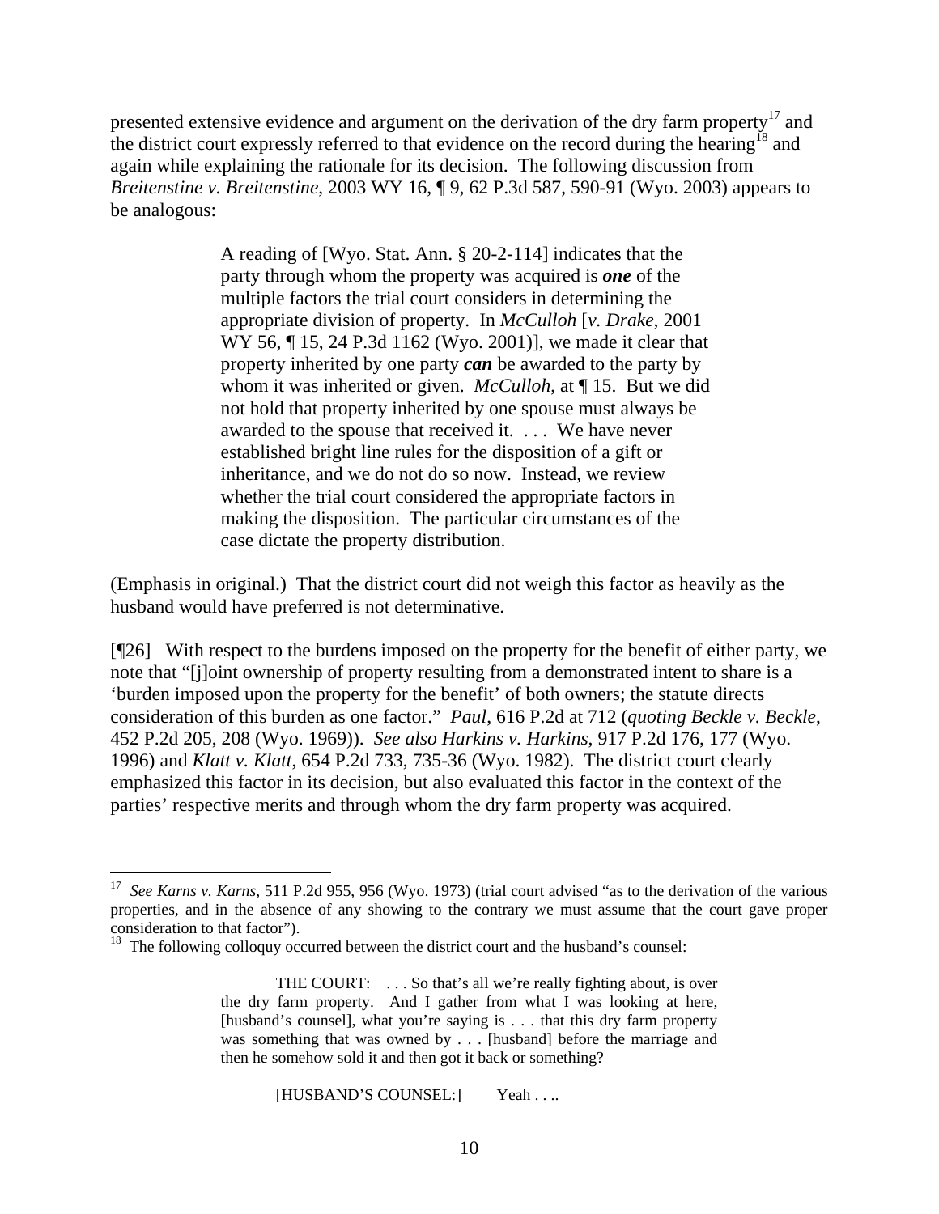presented extensive evidence and argument on the derivation of the dry farm property[17] and the district court expressly referred to that evidence on the record during the hearing[18] and again while explaining the rationale for its decision. The following discussion from *Breitenstine v. Breitenstine*, 2003 WY 16, ¶ 9, 62 P.3d 587, 590-91 (Wyo. 2003) appears to be analogous:

> A reading of [Wyo. Stat. Ann. § 20-2-114] indicates that the party through whom the property was acquired is ***one*** of the multiple factors the trial court considers in determining the appropriate division of property. In *McCulloh* [*v. Drake*, 2001 WY 56, ¶ 15, 24 P.3d 1162 (Wyo. 2001)], we made it clear that property inherited by one party ***can*** be awarded to the party by whom it was inherited or given. *McCulloh*, at ¶ 15. But we did not hold that property inherited by one spouse must always be awarded to the spouse that received it. . . . We have never established bright line rules for the disposition of a gift or inheritance, and we do not do so now. Instead, we review whether the trial court considered the appropriate factors in making the disposition. The particular circumstances of the case dictate the property distribution.

(Emphasis in original.) That the district court did not weigh this factor as heavily as the husband would have preferred is not determinative.

[¶26] With respect to the burdens imposed on the property for the benefit of either party, we note that "[j]oint ownership of property resulting from a demonstrated intent to share is a 'burden imposed upon the property for the benefit' of both owners; the statute directs consideration of this burden as one factor." *Paul*, 616 P.2d at 712 (*quoting Beckle v. Beckle*, 452 P.2d 205, 208 (Wyo. 1969)). *See also Harkins v. Harkins*, 917 P.2d 176, 177 (Wyo. 1996) and *Klatt v. Klatt*, 654 P.2d 733, 735-36 (Wyo. 1982). The district court clearly emphasized this factor in its decision, but also evaluated this factor in the context of the parties' respective merits and through whom the dry farm property was acquired.

---

[17] *See Karns v. Karns*, 511 P.2d 955, 956 (Wyo. 1973) (trial court advised "as to the derivation of the various properties, and in the absence of any showing to the contrary we must assume that the court gave proper consideration to that factor").

[18] The following colloquy occurred between the district court and the husband's counsel:

> THE COURT: . . . So that's all we're really fighting about, is over the dry farm property. And I gather from what I was looking at here, [husband's counsel], what you're saying is . . . that this dry farm property was something that was owned by . . . [husband] before the marriage and then he somehow sold it and then got it back or something?
>
> [HUSBAND'S COUNSEL:] Yeah . . ..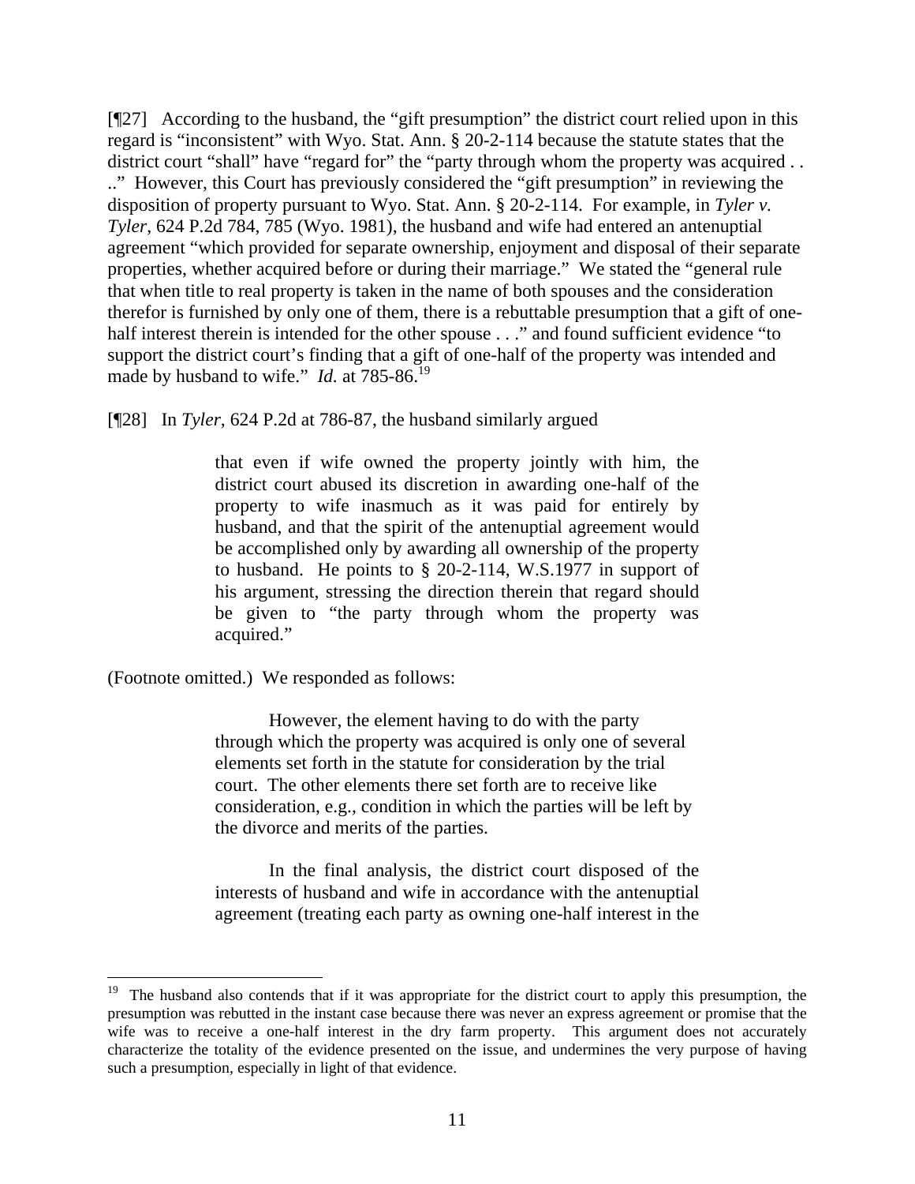[¶27] According to the husband, the "gift presumption" the district court relied upon in this regard is "inconsistent" with Wyo. Stat. Ann. § 20-2-114 because the statute states that the district court "shall" have "regard for" the "party through whom the property was acquired . . .." However, this Court has previously considered the "gift presumption" in reviewing the disposition of property pursuant to Wyo. Stat. Ann. § 20-2-114. For example, in *Tyler v. Tyler*, 624 P.2d 784, 785 (Wyo. 1981), the husband and wife had entered an antenuptial agreement "which provided for separate ownership, enjoyment and disposal of their separate properties, whether acquired before or during their marriage." We stated the "general rule that when title to real property is taken in the name of both spouses and the consideration therefor is furnished by only one of them, there is a rebuttable presumption that a gift of one-half interest therein is intended for the other spouse . . ." and found sufficient evidence "to support the district court's finding that a gift of one-half of the property was intended and made by husband to wife." *Id.* at 785-86.[19]

[¶28] In *Tyler*, 624 P.2d at 786-87, the husband similarly argued

> that even if wife owned the property jointly with him, the district court abused its discretion in awarding one-half of the property to wife inasmuch as it was paid for entirely by husband, and that the spirit of the antenuptial agreement would be accomplished only by awarding all ownership of the property to husband. He points to § 20-2-114, W.S.1977 in support of his argument, stressing the direction therein that regard should be given to "the party through whom the property was acquired."

(Footnote omitted.) We responded as follows:

> However, the element having to do with the party through which the property was acquired is only one of several elements set forth in the statute for consideration by the trial court. The other elements there set forth are to receive like consideration, e.g., condition in which the parties will be left by the divorce and merits of the parties.
>
> In the final analysis, the district court disposed of the interests of husband and wife in accordance with the antenuptial agreement (treating each party as owning one-half interest in the

---

[19] The husband also contends that if it was appropriate for the district court to apply this presumption, the presumption was rebutted in the instant case because there was never an express agreement or promise that the wife was to receive a one-half interest in the dry farm property. This argument does not accurately characterize the totality of the evidence presented on the issue, and undermines the very purpose of having such a presumption, especially in light of that evidence.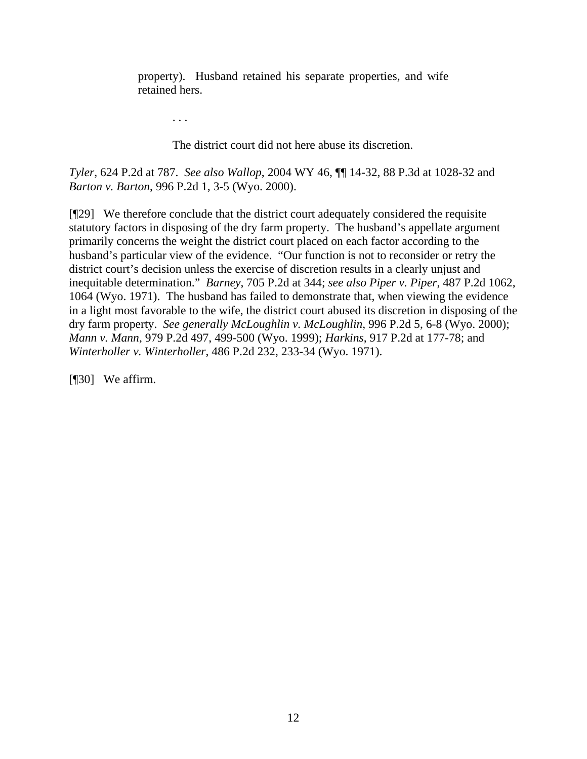> property). Husband retained his separate properties, and wife retained hers.
>
> . . .
>
> The district court did not here abuse its discretion.

*Tyler*, 624 P.2d at 787. *See also Wallop*, 2004 WY 46, ¶¶ 14-32, 88 P.3d at 1028-32 and *Barton v. Barton*, 996 P.2d 1, 3-5 (Wyo. 2000).

[¶29] We therefore conclude that the district court adequately considered the requisite statutory factors in disposing of the dry farm property. The husband's appellate argument primarily concerns the weight the district court placed on each factor according to the husband's particular view of the evidence. "Our function is not to reconsider or retry the district court's decision unless the exercise of discretion results in a clearly unjust and inequitable determination." *Barney*, 705 P.2d at 344; *see also Piper v. Piper*, 487 P.2d 1062, 1064 (Wyo. 1971). The husband has failed to demonstrate that, when viewing the evidence in a light most favorable to the wife, the district court abused its discretion in disposing of the dry farm property. *See generally McLoughlin v. McLoughlin*, 996 P.2d 5, 6-8 (Wyo. 2000); *Mann v. Mann*, 979 P.2d 497, 499-500 (Wyo. 1999); *Harkins*, 917 P.2d at 177-78; and *Winterholler v. Winterholler*, 486 P.2d 232, 233-34 (Wyo. 1971).

[¶30] We affirm.